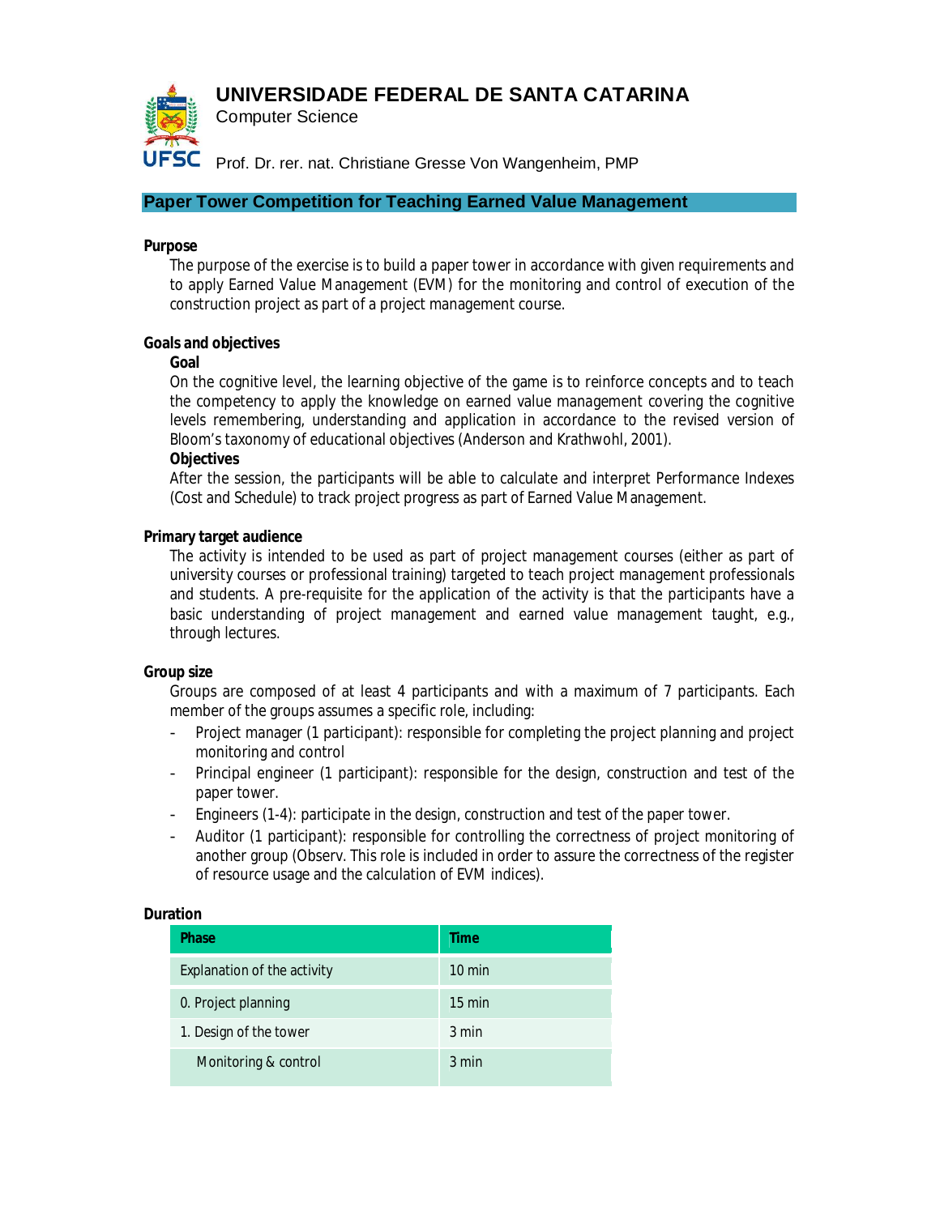# UNIVERSIDADE FEDERAL DE SANTA CATARINA

Computer Science

Prof. Dr. rer. nat. Christiane Gresse Von Wangenheim, PMP

## Paper Tower Competition for Teaching Earned Value Management

### Purpose

The purpose of the exercise is to build a paper tower in accordance with given requirements and to apply Earned Value Management (EVM) for the monitoring and control of execution of the construction project as part of a project management course.

### Goals and objectives

**Goal**

On the cognitive level, the learning objective of the game is to reinforce concepts and to teach the competency to apply the knowledge on earned value management covering the cognitive levels remembering, understanding and application in accordance to the revised version of Bloom's taxonomy of educational objectives (Anderson and Krathwohl, 2001).

**Objectives**

After the session, the participants will be able to calculate and interpret Performance Indexes (Cost and Schedule) to track project progress as part of Earned Value Management.

### Primary target audience

The activity is intended to be used as part of project management courses (either as part of university courses or professional training) targeted to teach project management professionals and students. A pre-requisite for the application of the activity is that the participants have a basic understanding of project management and earned value management taught, e.g., through lectures.

### Group size

Groups are composed of at least 4 participants and with a maximum of 7 participants. Each member of the groups assumes a specific role, including:

- Project manager (1 participant): responsible for completing the project planning and project monitoring and control
- Principal engineer (1 participant): responsible for the design, construction and test of the paper tower.
- Engineers (1-4): participate in the design, construction and test of the paper tower.
- Auditor (1 participant): responsible for controlling the correctness of project monitoring of another group (Observ. This role is included in order to assure the correctness of the register of resource usage and the calculation of EVM indices).

### Duration

| Phase | Time |
|---|---|
| Explanation of the activity | 10 min |
| 0. Project planning | 15 min |
| 1. Design of the tower | 3 min |
| Monitoring & control | 3 min |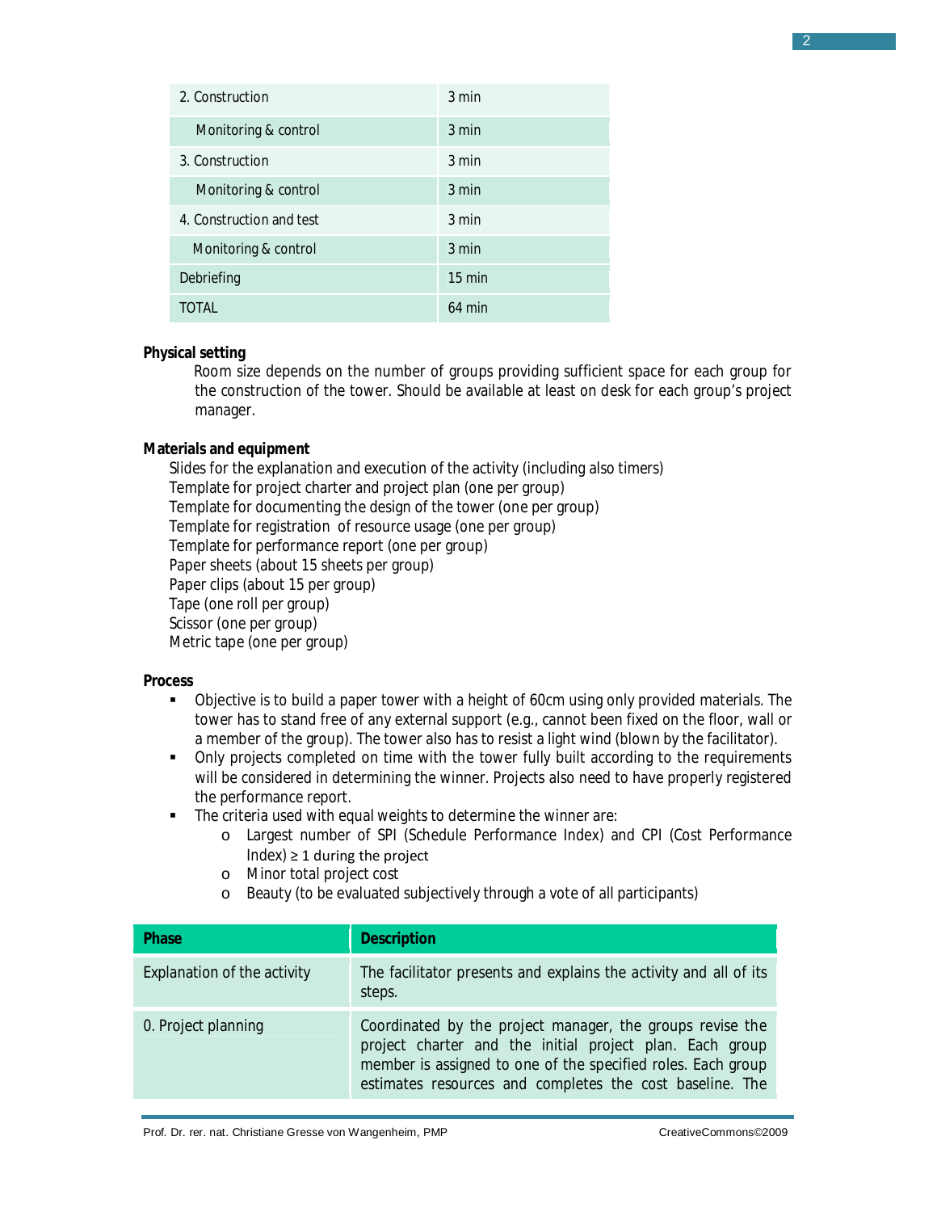| | |
|---|---|
| 2. Construction | 3 min |
| Monitoring & control | 3 min |
| 3. Construction | 3 min |
| Monitoring & control | 3 min |
| 4. Construction and test | 3 min |
| Monitoring & control | 3 min |
| Debriefing | 15 min |
| TOTAL | 64 min |

**Physical setting**

Room size depends on the number of groups providing sufficient space for each group for the construction of the tower. Should be available at least on desk for each group's project manager.

**Materials and equipment**

Slides for the explanation and execution of the activity (including also timers)
Template for project charter and project plan (one per group)
Template for documenting the design of the tower (one per group)
Template for registration of resource usage (one per group)
Template for performance report (one per group)
Paper sheets (about 15 sheets per group)
Paper clips (about 15 per group)
Tape (one roll per group)
Scissor (one per group)
Metric tape (one per group)

**Process**

- Objective is to build a paper tower with a height of 60cm using only provided materials. The tower has to stand free of any external support (e.g., cannot been fixed on the floor, wall or a member of the group). The tower also has to resist a light wind (blown by the facilitator).
- Only projects completed on time with the tower fully built according to the requirements will be considered in determining the winner. Projects also need to have properly registered the performance report.
- The criteria used with equal weights to determine the winner are:
  - Largest number of SPI (Schedule Performance Index) and CPI (Cost Performance Index) ≥ 1 during the project
  - Minor total project cost
  - Beauty (to be evaluated subjectively through a vote of all participants)

| Phase | Description |
|---|---|
| Explanation of the activity | The facilitator presents and explains the activity and all of its steps. |
| 0. Project planning | Coordinated by the project manager, the groups revise the project charter and the initial project plan. Each group member is assigned to one of the specified roles. Each group estimates resources and completes the cost baseline. The |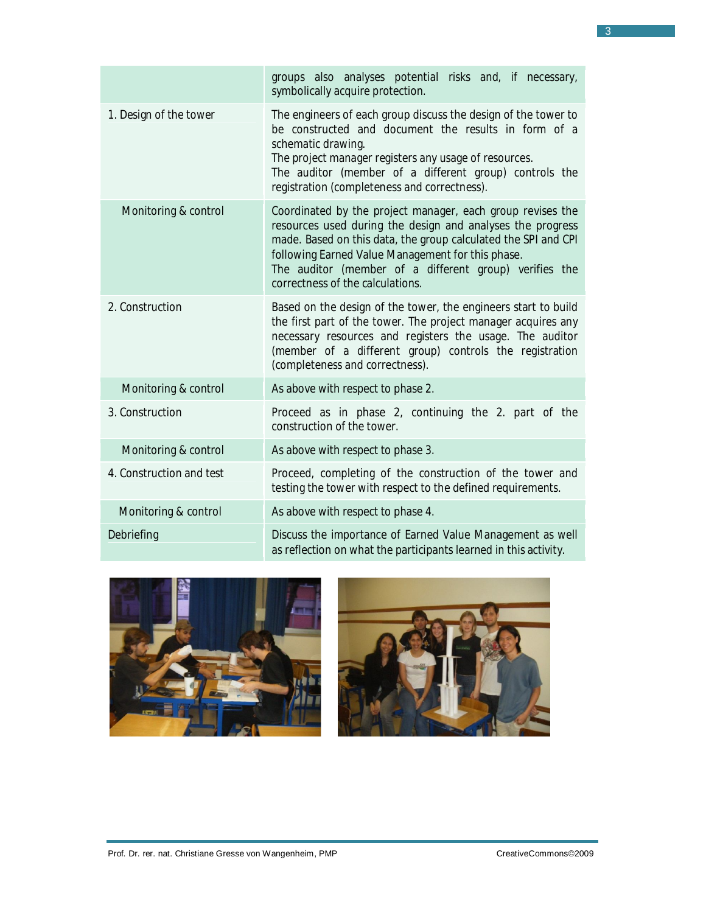| | |
|---|---|
| | groups also analyses potential risks and, if necessary, symbolically acquire protection. |
| 1. Design of the tower | The engineers of each group discuss the design of the tower to be constructed and document the results in form of a schematic drawing. The project manager registers any usage of resources. The auditor (member of a different group) controls the registration (completeness and correctness). |
| Monitoring & control | Coordinated by the project manager, each group revises the resources used during the design and analyses the progress made. Based on this data, the group calculated the SPI and CPI following Earned Value Management for this phase. The auditor (member of a different group) verifies the correctness of the calculations. |
| 2. Construction | Based on the design of the tower, the engineers start to build the first part of the tower. The project manager acquires any necessary resources and registers the usage. The auditor (member of a different group) controls the registration (completeness and correctness). |
| Monitoring & control | As above with respect to phase 2. |
| 3. Construction | Proceed as in phase 2, continuing the 2. part of the construction of the tower. |
| Monitoring & control | As above with respect to phase 3. |
| 4. Construction and test | Proceed, completing of the construction of the tower and testing the tower with respect to the defined requirements. |
| Monitoring & control | As above with respect to phase 4. |
| Debriefing | Discuss the importance of Earned Value Management as well as reflection on what the participants learned in this activity. |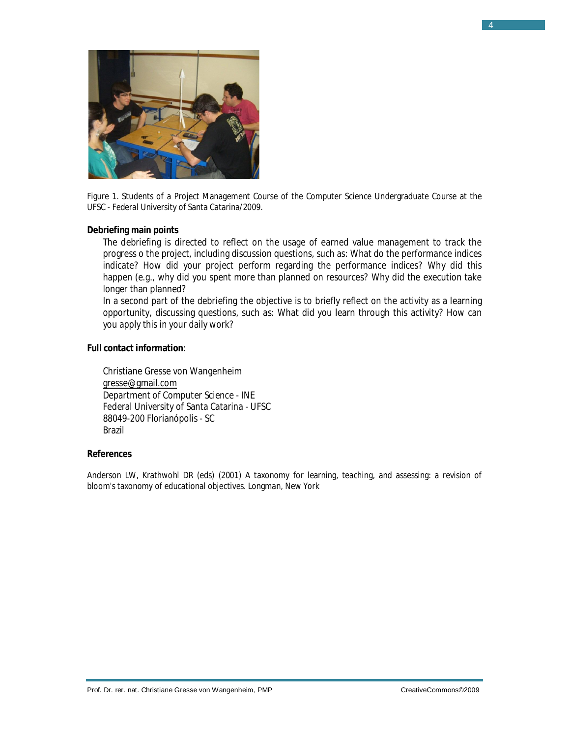Figure 1. Students of a Project Management Course of the Computer Science Undergraduate Course at the UFSC - Federal University of Santa Catarina/2009.

**Debriefing main points**

The debriefing is directed to reflect on the usage of earned value management to track the progress o the project, including discussion questions, such as: What do the performance indices indicate? How did your project perform regarding the performance indices? Why did this happen (e.g., why did you spent more than planned on resources? Why did the execution take longer than planned?

In a second part of the debriefing the objective is to briefly reflect on the activity as a learning opportunity, discussing questions, such as: What did you learn through this activity? How can you apply this in your daily work?

**Full contact information**:

Christiane Gresse von Wangenheim
gresse@gmail.com
Department of Computer Science - INE
Federal University of Santa Catarina - UFSC
88049-200 Florianópolis - SC
Brazil

**References**

Anderson LW, Krathwohl DR (eds) (2001) A taxonomy for learning, teaching, and assessing: a revision of bloom's taxonomy of educational objectives. Longman, New York